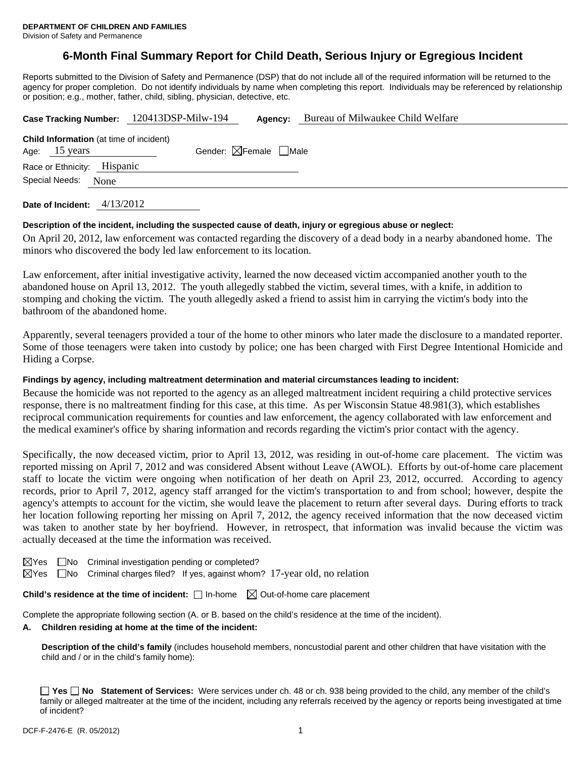**DEPARTMENT OF CHILDREN AND FAMILIES**
Division of Safety and Permanence

# 6-Month Final Summary Report for Child Death, Serious Injury or Egregious Incident

Reports submitted to the Division of Safety and Permanence (DSP) that do not include all of the required information will be returned to the agency for proper completion. Do not identify individuals by name when completing this report. Individuals may be referenced by relationship or position; e.g., mother, father, child, sibling, physician, detective, etc.

**Case Tracking Number:** 120413DSP-Milw-194 **Agency:** Bureau of Milwaukee Child Welfare

**Child Information** (at time of incident)
Age: 15 years Gender: ☒Female ☐Male
Race or Ethnicity: Hispanic
Special Needs: None

**Date of Incident:** 4/13/2012

**Description of the incident, including the suspected cause of death, injury or egregious abuse or neglect:**

On April 20, 2012, law enforcement was contacted regarding the discovery of a dead body in a nearby abandoned home. The minors who discovered the body led law enforcement to its location.

Law enforcement, after initial investigative activity, learned the now deceased victim accompanied another youth to the abandoned house on April 13, 2012. The youth allegedly stabbed the victim, several times, with a knife, in addition to stomping and choking the victim. The youth allegedly asked a friend to assist him in carrying the victim's body into the bathroom of the abandoned home.

Apparently, several teenagers provided a tour of the home to other minors who later made the disclosure to a mandated reporter. Some of those teenagers were taken into custody by police; one has been charged with First Degree Intentional Homicide and Hiding a Corpse.

**Findings by agency, including maltreatment determination and material circumstances leading to incident:**

Because the homicide was not reported to the agency as an alleged maltreatment incident requiring a child protective services response, there is no maltreatment finding for this case, at this time. As per Wisconsin Statue 48.981(3), which establishes reciprocal communication requirements for counties and law enforcement, the agency collaborated with law enforcement and the medical examiner's office by sharing information and records regarding the victim's prior contact with the agency.

Specifically, the now deceased victim, prior to April 13, 2012, was residing in out-of-home care placement. The victim was reported missing on April 7, 2012 and was considered Absent without Leave (AWOL). Efforts by out-of-home care placement staff to locate the victim were ongoing when notification of her death on April 23, 2012, occurred. According to agency records, prior to April 7, 2012, agency staff arranged for the victim's transportation to and from school; however, despite the agency's attempts to account for the victim, she would leave the placement to return after several days. During efforts to track her location following reporting her missing on April 7, 2012, the agency received information that the now deceased victim was taken to another state by her boyfriend. However, in retrospect, that information was invalid because the victim was actually deceased at the time the information was received.

☒Yes ☐No Criminal investigation pending or completed?
☒Yes ☐No Criminal charges filed? If yes, against whom? 17-year old, no relation

**Child's residence at the time of incident:** ☐ In-home ☒ Out-of-home care placement

Complete the appropriate following section (A. or B. based on the child's residence at the time of the incident).

**A. Children residing at home at the time of the incident:**

**Description of the child's family** (includes household members, noncustodial parent and other children that have visitation with the child and / or in the child's family home):

☐ **Yes** ☐ **No Statement of Services:** Were services under ch. 48 or ch. 938 being provided to the child, any member of the child's family or alleged maltreater at the time of the incident, including any referrals received by the agency or reports being investigated at time of incident?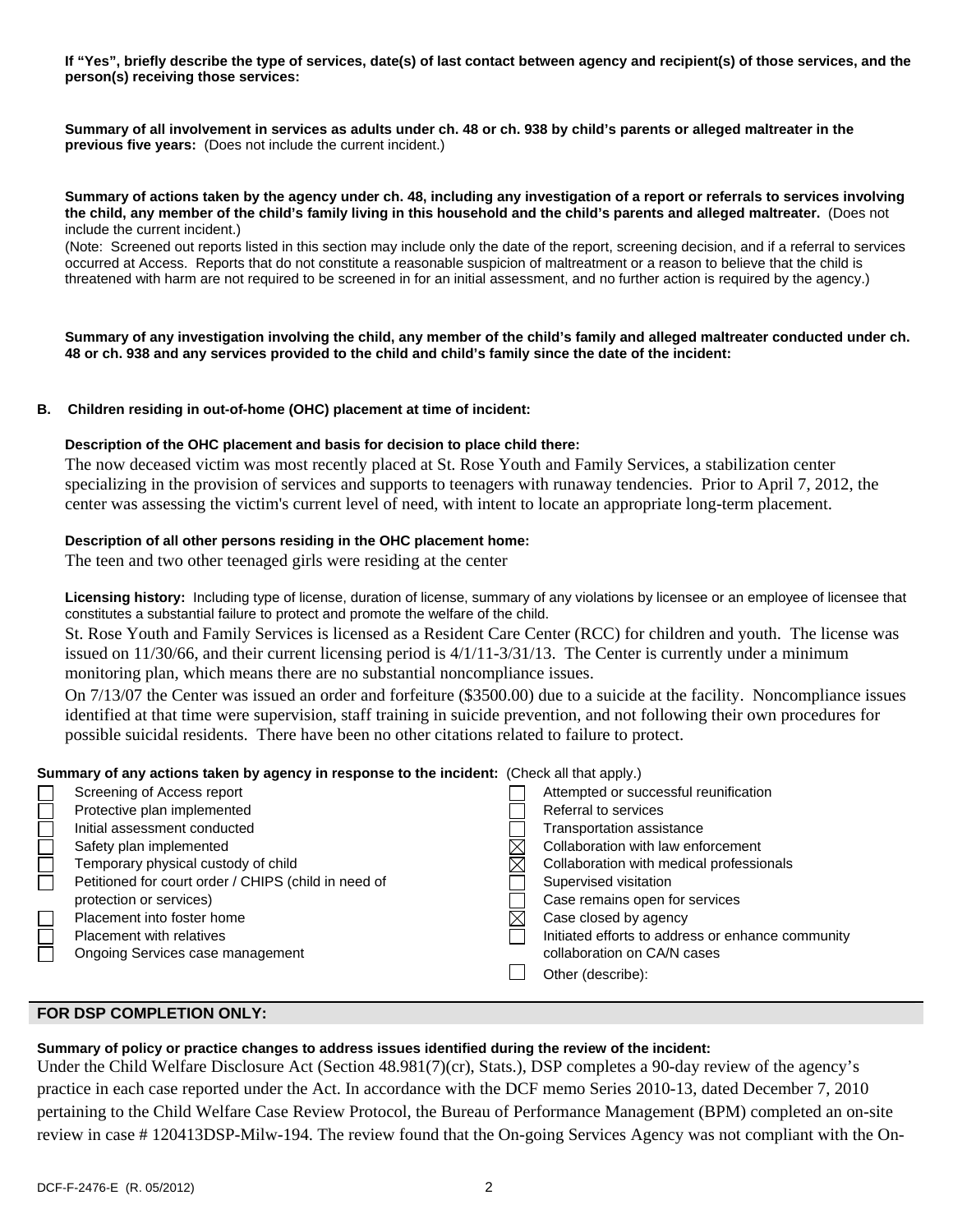**If "Yes", briefly describe the type of services, date(s) of last contact between agency and recipient(s) of those services, and the person(s) receiving those services:**

**Summary of all involvement in services as adults under ch. 48 or ch. 938 by child's parents or alleged maltreater in the previous five years:** (Does not include the current incident.)

**Summary of actions taken by the agency under ch. 48, including any investigation of a report or referrals to services involving the child, any member of the child's family living in this household and the child's parents and alleged maltreater.** (Does not include the current incident.)

(Note: Screened out reports listed in this section may include only the date of the report, screening decision, and if a referral to services occurred at Access. Reports that do not constitute a reasonable suspicion of maltreatment or a reason to believe that the child is threatened with harm are not required to be screened in for an initial assessment, and no further action is required by the agency.)

**Summary of any investigation involving the child, any member of the child's family and alleged maltreater conducted under ch. 48 or ch. 938 and any services provided to the child and child's family since the date of the incident:**

**B. Children residing in out-of-home (OHC) placement at time of incident:**

**Description of the OHC placement and basis for decision to place child there:**

The now deceased victim was most recently placed at St. Rose Youth and Family Services, a stabilization center specializing in the provision of services and supports to teenagers with runaway tendencies. Prior to April 7, 2012, the center was assessing the victim's current level of need, with intent to locate an appropriate long-term placement.

**Description of all other persons residing in the OHC placement home:**

The teen and two other teenaged girls were residing at the center

**Licensing history:** Including type of license, duration of license, summary of any violations by licensee or an employee of licensee that constitutes a substantial failure to protect and promote the welfare of the child.

St. Rose Youth and Family Services is licensed as a Resident Care Center (RCC) for children and youth. The license was issued on 11/30/66, and their current licensing period is 4/1/11-3/31/13. The Center is currently under a minimum monitoring plan, which means there are no substantial noncompliance issues.

On 7/13/07 the Center was issued an order and forfeiture ($3500.00) due to a suicide at the facility. Noncompliance issues identified at that time were supervision, staff training in suicide prevention, and not following their own procedures for possible suicidal residents. There have been no other citations related to failure to protect.

**Summary of any actions taken by agency in response to the incident:** (Check all that apply.)

- ☐ Screening of Access report
- ☐ Protective plan implemented
- ☐ Initial assessment conducted
- ☐ Safety plan implemented
- ☐ Temporary physical custody of child
- ☐ Petitioned for court order / CHIPS (child in need of protection or services)
- ☐ Placement into foster home
- ☐ Placement with relatives
- ☐ Ongoing Services case management
- ☐ Attempted or successful reunification
- ☐ Referral to services
- ☐ Transportation assistance
- ☒ Collaboration with law enforcement
- ☒ Collaboration with medical professionals
- ☐ Supervised visitation
- ☐ Case remains open for services
- ☒ Case closed by agency
- ☐ Initiated efforts to address or enhance community collaboration on CA/N cases
- ☐ Other (describe):

## FOR DSP COMPLETION ONLY:

**Summary of policy or practice changes to address issues identified during the review of the incident:**

Under the Child Welfare Disclosure Act (Section 48.981(7)(cr), Stats.), DSP completes a 90-day review of the agency's practice in each case reported under the Act. In accordance with the DCF memo Series 2010-13, dated December 7, 2010 pertaining to the Child Welfare Case Review Protocol, the Bureau of Performance Management (BPM) completed an on-site review in case # 120413DSP-Milw-194. The review found that the On-going Services Agency was not compliant with the On-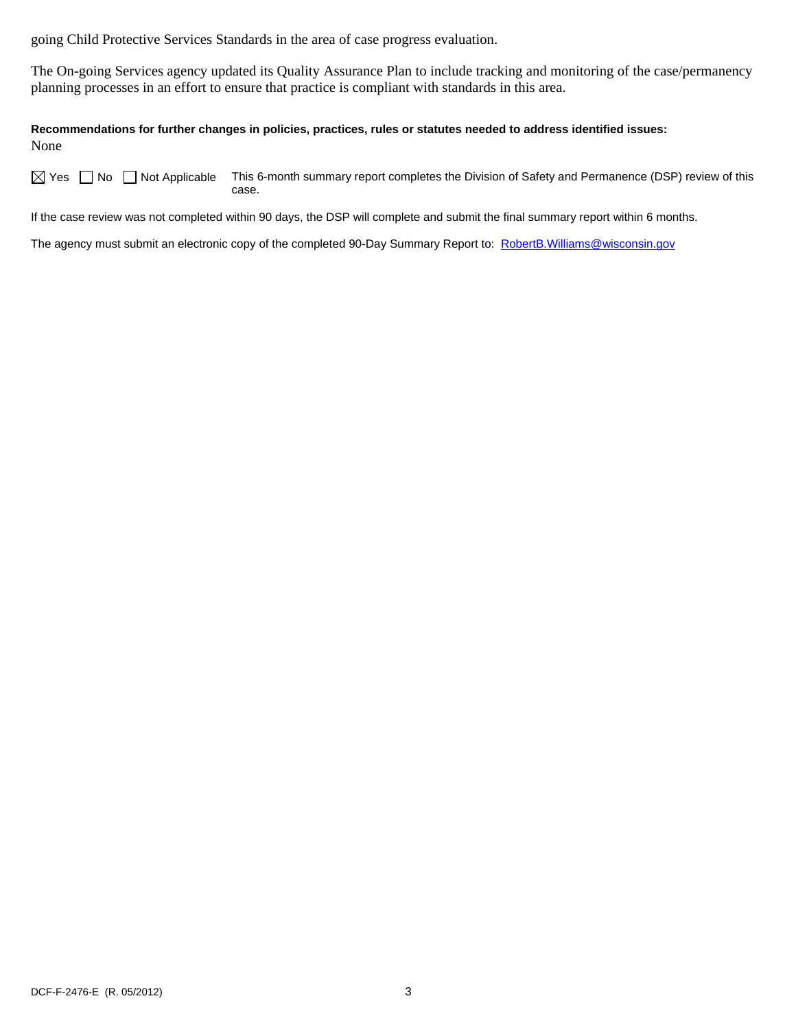going Child Protective Services Standards in the area of case progress evaluation.

The On-going Services agency updated its Quality Assurance Plan to include tracking and monitoring of the case/permanency planning processes in an effort to ensure that practice is compliant with standards in this area.

**Recommendations for further changes in policies, practices, rules or statutes needed to address identified issues:**

None

☒ Yes ☐ No ☐ Not Applicable This 6-month summary report completes the Division of Safety and Permanence (DSP) review of this case.

If the case review was not completed within 90 days, the DSP will complete and submit the final summary report within 6 months.

The agency must submit an electronic copy of the completed 90-Day Summary Report to: [RobertB.Williams@wisconsin.gov](mailto:RobertB.Williams@wisconsin.gov)

DCF-F-2476-E (R. 05/2012)